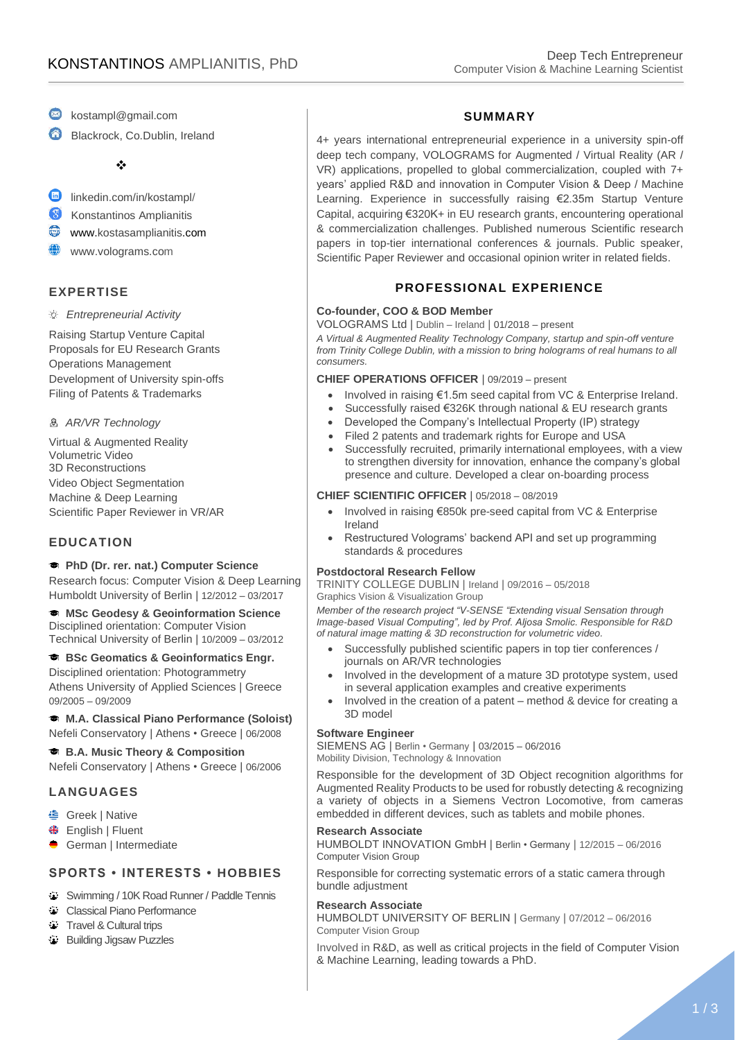# KONSTANTINOS AMPLIANITIS, PhD

Deep Tech Entrepreneur
Computer Vision & Machine Learning Scientist

kostampl@gmail.com
Blackrock, Co.Dublin, Ireland

❖

linkedin.com/in/kostampl/
Konstantinos Amplianitis
www.kostasamplianitis.com
www.volograms.com

## EXPERTISE

*Entrepreneurial Activity*

Raising Startup Venture Capital
Proposals for EU Research Grants
Operations Management
Development of University spin-offs
Filing of Patents & Trademarks

*AR/VR Technology*

Virtual & Augmented Reality
Volumetric Video
3D Reconstructions
Video Object Segmentation
Machine & Deep Learning
Scientific Paper Reviewer in VR/AR

## EDUCATION

**PhD (Dr. rer. nat.) Computer Science**
Research focus: Computer Vision & Deep Learning
Humboldt University of Berlin | 12/2012 – 03/2017

**MSc Geodesy & Geoinformation Science**
Disciplined orientation: Computer Vision
Technical University of Berlin | 10/2009 – 03/2012

**BSc Geomatics & Geoinformatics Engr.**
Disciplined orientation: Photogrammetry
Athens University of Applied Sciences | Greece
09/2005 – 09/2009

**M.A. Classical Piano Performance (Soloist)**
Nefeli Conservatory | Athens • Greece | 06/2008

**B.A. Music Theory & Composition**
Nefeli Conservatory | Athens • Greece | 06/2006

## LANGUAGES

- Greek | Native
- English | Fluent
- German | Intermediate

## SPORTS • INTERESTS • HOBBIES

- Swimming / 10K Road Runner / Paddle Tennis
- Classical Piano Performance
- Travel & Cultural trips
- Building Jigsaw Puzzles

## SUMMARY

4+ years international entrepreneurial experience in a university spin-off deep tech company, VOLOGRAMS for Augmented / Virtual Reality (AR / VR) applications, propelled to global commercialization, coupled with 7+ years' applied R&D and innovation in Computer Vision & Deep / Machine Learning. Experience in successfully raising €2.35m Startup Venture Capital, acquiring €320K+ in EU research grants, encountering operational & commercialization challenges. Published numerous Scientific research papers in top-tier international conferences & journals. Public speaker, Scientific Paper Reviewer and occasional opinion writer in related fields.

## PROFESSIONAL EXPERIENCE

**Co-founder, COO & BOD Member**
VOLOGRAMS Ltd | Dublin – Ireland | 01/2018 – present
*A Virtual & Augmented Reality Technology Company, startup and spin-off venture from Trinity College Dublin, with a mission to bring holograms of real humans to all consumers.*

**CHIEF OPERATIONS OFFICER** | 09/2019 – present

- Involved in raising €1.5m seed capital from VC & Enterprise Ireland.
- Successfully raised €326K through national & EU research grants
- Developed the Company's Intellectual Property (IP) strategy
- Filed 2 patents and trademark rights for Europe and USA
- Successfully recruited, primarily international employees, with a view to strengthen diversity for innovation, enhance the company's global presence and culture. Developed a clear on-boarding process

**CHIEF SCIENTIFIC OFFICER** | 05/2018 – 08/2019

- Involved in raising €850k pre-seed capital from VC & Enterprise Ireland
- Restructured Volograms' backend API and set up programming standards & procedures

**Postdoctoral Research Fellow**
TRINITY COLLEGE DUBLIN | Ireland | 09/2016 – 05/2018
Graphics Vision & Visualization Group
*Member of the research project "V-SENSE "Extending visual Sensation through Image-based Visual Computing", led by Prof. Aljosa Smolic. Responsible for R&D of natural image matting & 3D reconstruction for volumetric video.*

- Successfully published scientific papers in top tier conferences / journals on AR/VR technologies
- Involved in the development of a mature 3D prototype system, used in several application examples and creative experiments
- Involved in the creation of a patent – method & device for creating a 3D model

**Software Engineer**
SIEMENS AG | Berlin • Germany | 03/2015 – 06/2016
Mobility Division, Technology & Innovation

Responsible for the development of 3D Object recognition algorithms for Augmented Reality Products to be used for robustly detecting & recognizing a variety of objects in a Siemens Vectron Locomotive, from cameras embedded in different devices, such as tablets and mobile phones.

**Research Associate**
HUMBOLDT INNOVATION GmbH | Berlin • Germany | 12/2015 – 06/2016
Computer Vision Group

Responsible for correcting systematic errors of a static camera through bundle adjustment

**Research Associate**
HUMBOLDT UNIVERSITY OF BERLIN | Germany | 07/2012 – 06/2016
Computer Vision Group

Involved in R&D, as well as critical projects in the field of Computer Vision & Machine Learning, leading towards a PhD.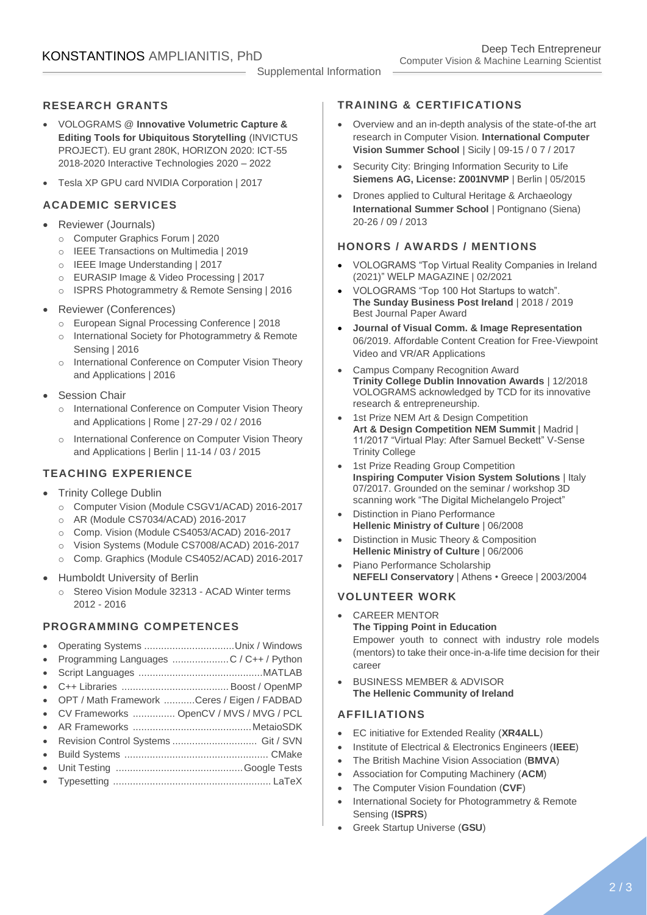# KONSTANTINOS AMPLIANITIS, PhD

Deep Tech Entrepreneur
Computer Vision & Machine Learning Scientist

Supplemental Information

## RESEARCH GRANTS

- VOLOGRAMS @ **Innovative Volumetric Capture & Editing Tools for Ubiquitous Storytelling** (INVICTUS PROJECT). EU grant 280K, HORIZON 2020: ICT-55 2018-2020 Interactive Technologies 2020 – 2022
- Tesla XP GPU card NVIDIA Corporation | 2017

## ACADEMIC SERVICES

- Reviewer (Journals)
  - Computer Graphics Forum | 2020
  - IEEE Transactions on Multimedia | 2019
  - IEEE Image Understanding | 2017
  - EURASIP Image & Video Processing | 2017
  - ISPRS Photogrammetry & Remote Sensing | 2016
- Reviewer (Conferences)
  - European Signal Processing Conference | 2018
  - International Society for Photogrammetry & Remote Sensing | 2016
  - International Conference on Computer Vision Theory and Applications | 2016
- Session Chair
  - International Conference on Computer Vision Theory and Applications | Rome | 27-29 / 02 / 2016
  - International Conference on Computer Vision Theory and Applications | Berlin | 11-14 / 03 / 2015

## TEACHING EXPERIENCE

- Trinity College Dublin
  - Computer Vision (Module CSGV1/ACAD) 2016-2017
  - AR (Module CS7034/ACAD) 2016-2017
  - Comp. Vision (Module CS4053/ACAD) 2016-2017
  - Vision Systems (Module CS7008/ACAD) 2016-2017
  - Comp. Graphics (Module CS4052/ACAD) 2016-2017
- Humboldt University of Berlin
  - Stereo Vision Module 32313 - ACAD Winter terms 2012 - 2016

## PROGRAMMING COMPETENCES

- Operating Systems ................................Unix / Windows
- Programming Languages ....................C / C++ / Python
- Script Languages ............................................MATLAB
- C++ Libraries ......................................Boost / OpenMP
- OPT / Math Framework ...........Ceres / Eigen / FADBAD
- CV Frameworks ............... OpenCV / MVS / MVG / PCL
- AR Frameworks ..........................................MetaioSDK
- Revision Control Systems .............................. Git / SVN
- Build Systems .................................................. CMake
- Unit Testing ............................................Google Tests
- Typesetting ........................................................ LaTeX

## TRAINING & CERTIFICATIONS

- Overview and an in-depth analysis of the state-of-the art research in Computer Vision. **International Computer Vision Summer School** | Sicily | 09-15 / 0 7 / 2017
- Security City: Bringing Information Security to Life **Siemens AG, License: Z001NVMP** | Berlin | 05/2015
- Drones applied to Cultural Heritage & Archaeology **International Summer School** | Pontignano (Siena) 20-26 / 09 / 2013

## HONORS / AWARDS / MENTIONS

- VOLOGRAMS "Top Virtual Reality Companies in Ireland (2021)" WELP MAGAZINE | 02/2021
- VOLOGRAMS "Top 100 Hot Startups to watch". **The Sunday Business Post Ireland** | 2018 / 2019 Best Journal Paper Award
- **Journal of Visual Comm. & Image Representation** 06/2019. Affordable Content Creation for Free-Viewpoint Video and VR/AR Applications
- Campus Company Recognition Award **Trinity College Dublin Innovation Awards** | 12/2018 VOLOGRAMS acknowledged by TCD for its innovative research & entrepreneurship.
- 1st Prize NEM Art & Design Competition **Art & Design Competition NEM Summit** | Madrid | 11/2017 "Virtual Play: After Samuel Beckett" V-Sense Trinity College
- 1st Prize Reading Group Competition **Inspiring Computer Vision System Solutions** | Italy 07/2017. Grounded on the seminar / workshop 3D scanning work "The Digital Michelangelo Project"
- Distinction in Piano Performance **Hellenic Ministry of Culture** | 06/2008
- Distinction in Music Theory & Composition **Hellenic Ministry of Culture** | 06/2006
- Piano Performance Scholarship **NEFELI Conservatory** | Athens • Greece | 2003/2004

## VOLUNTEER WORK

- CAREER MENTOR
  **The Tipping Point in Education**
  Empower youth to connect with industry role models (mentors) to take their once-in-a-life time decision for their career
- BUSINESS MEMBER & ADVISOR
  **The Hellenic Community of Ireland**

## AFFILIATIONS

- EC initiative for Extended Reality (**XR4ALL**)
- Institute of Electrical & Electronics Engineers (**IEEE**)
- The British Machine Vision Association (**BMVA**)
- Association for Computing Machinery (**ACM**)
- The Computer Vision Foundation (**CVF**)
- International Society for Photogrammetry & Remote Sensing (**ISPRS**)
- Greek Startup Universe (**GSU**)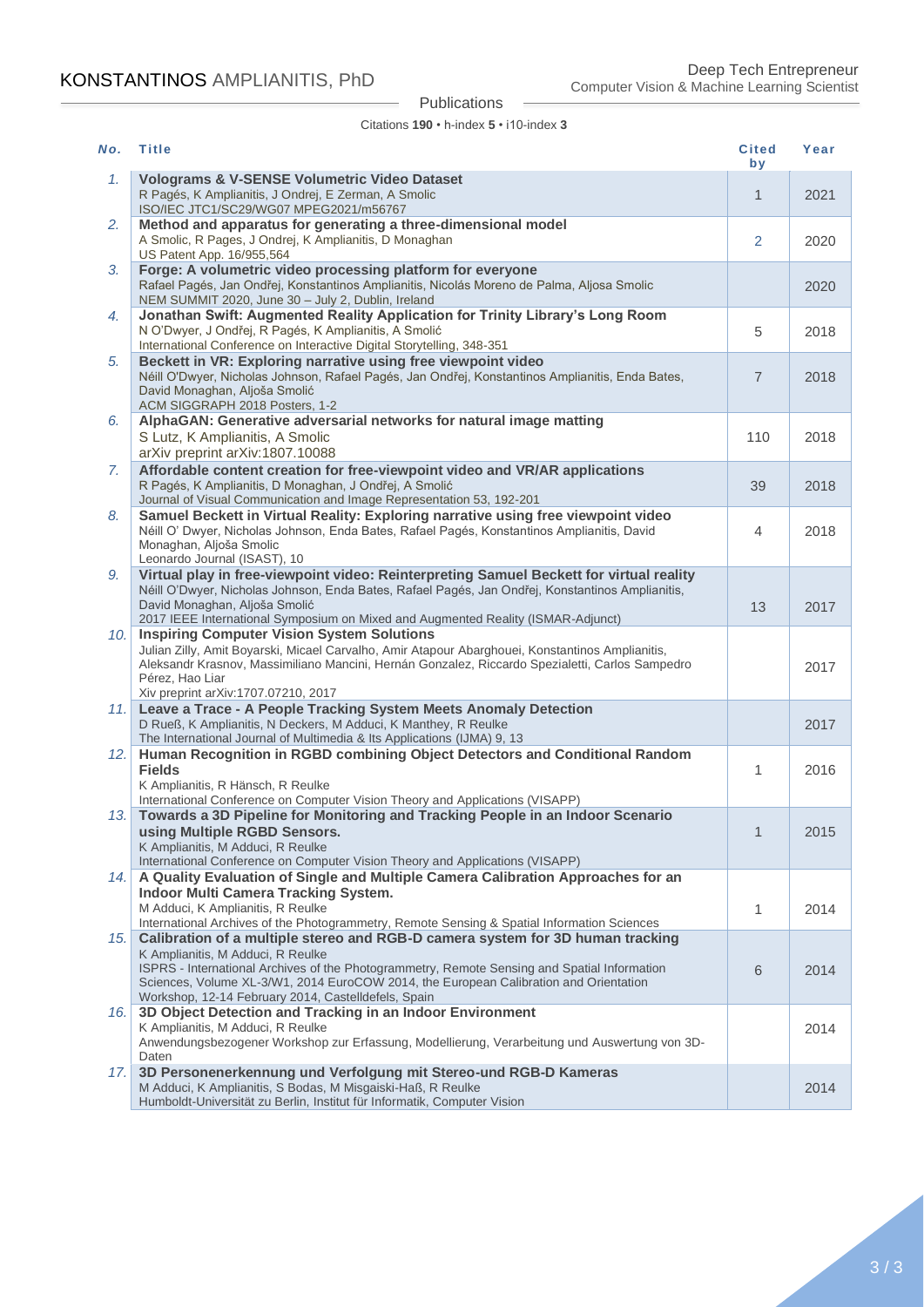## Publications

Citations **190** • h-index **5** • i10-index **3**

| No. | Title | Cited by | Year |
|---|---|---|---|
| 1. | **Volograms & V-SENSE Volumetric Video Dataset**<br>R Pagés, K Amplianitis, J Ondrej, E Zerman, A Smolic<br>ISO/IEC JTC1/SC29/WG07 MPEG2021/m56767 | 1 | 2021 |
| 2. | **Method and apparatus for generating a three-dimensional model**<br>A Smolic, R Pages, J Ondrej, K Amplianitis, D Monaghan<br>US Patent App. 16/955,564 | 2 | 2020 |
| 3. | **Forge: A volumetric video processing platform for everyone**<br>Rafael Pagés, Jan Ondřej, Konstantinos Amplianitis, Nicolás Moreno de Palma, Aljosa Smolic<br>NEM SUMMIT 2020, June 30 – July 2, Dublin, Ireland | | 2020 |
| 4. | **Jonathan Swift: Augmented Reality Application for Trinity Library's Long Room**<br>N O'Dwyer, J Ondřej, R Pagés, K Amplianitis, A Smolić<br>International Conference on Interactive Digital Storytelling, 348-351 | 5 | 2018 |
| 5. | **Beckett in VR: Exploring narrative using free viewpoint video**<br>Néill O'Dwyer, Nicholas Johnson, Rafael Pagés, Jan Ondřej, Konstantinos Amplianitis, Enda Bates, David Monaghan, Aljoša Smolić<br>ACM SIGGRAPH 2018 Posters, 1-2 | 7 | 2018 |
| 6. | **AlphaGAN: Generative adversarial networks for natural image matting**<br>S Lutz, K Amplianitis, A Smolic<br>arXiv preprint arXiv:1807.10088 | 110 | 2018 |
| 7. | **Affordable content creation for free-viewpoint video and VR/AR applications**<br>R Pagés, K Amplianitis, D Monaghan, J Ondřej, A Smolić<br>Journal of Visual Communication and Image Representation 53, 192-201 | 39 | 2018 |
| 8. | **Samuel Beckett in Virtual Reality: Exploring narrative using free viewpoint video**<br>Néill O' Dwyer, Nicholas Johnson, Enda Bates, Rafael Pagés, Konstantinos Amplianitis, David Monaghan, Aljoša Smolic<br>Leonardo Journal (ISAST), 10 | 4 | 2018 |
| 9. | **Virtual play in free-viewpoint video: Reinterpreting Samuel Beckett for virtual reality**<br>Néill O'Dwyer, Nicholas Johnson, Enda Bates, Rafael Pagés, Jan Ondřej, Konstantinos Amplianitis, David Monaghan, Aljoša Smolić<br>2017 IEEE International Symposium on Mixed and Augmented Reality (ISMAR-Adjunct) | 13 | 2017 |
| 10. | **Inspiring Computer Vision System Solutions**<br>Julian Zilly, Amit Boyarski, Micael Carvalho, Amir Atapour Abarghouei, Konstantinos Amplianitis, Aleksandr Krasnov, Massimiliano Mancini, Hernán Gonzalez, Riccardo Spezialetti, Carlos Sampedro Pérez, Hao Liar<br>Xiv preprint arXiv:1707.07210, 2017 | | 2017 |
| 11. | **Leave a Trace - A People Tracking System Meets Anomaly Detection**<br>D Rueß, K Amplianitis, N Deckers, M Adduci, K Manthey, R Reulke<br>The International Journal of Multimedia & Its Applications (IJMA) 9, 13 | | 2017 |
| 12. | **Human Recognition in RGBD combining Object Detectors and Conditional Random Fields**<br>K Amplianitis, R Hänsch, R Reulke<br>International Conference on Computer Vision Theory and Applications (VISAPP) | 1 | 2016 |
| 13. | **Towards a 3D Pipeline for Monitoring and Tracking People in an Indoor Scenario using Multiple RGBD Sensors.**<br>K Amplianitis, M Adduci, R Reulke<br>International Conference on Computer Vision Theory and Applications (VISAPP) | 1 | 2015 |
| 14. | **A Quality Evaluation of Single and Multiple Camera Calibration Approaches for an Indoor Multi Camera Tracking System.**<br>M Adduci, K Amplianitis, R Reulke<br>International Archives of the Photogrammetry, Remote Sensing & Spatial Information Sciences | 1 | 2014 |
| 15. | **Calibration of a multiple stereo and RGB-D camera system for 3D human tracking**<br>K Amplianitis, M Adduci, R Reulke<br>ISPRS - International Archives of the Photogrammetry, Remote Sensing and Spatial Information Sciences, Volume XL-3/W1, 2014 EuroCOW 2014, the European Calibration and Orientation Workshop, 12-14 February 2014, Castelldefels, Spain | 6 | 2014 |
| 16. | **3D Object Detection and Tracking in an Indoor Environment**<br>K Amplianitis, M Adduci, R Reulke<br>Anwendungsbezogener Workshop zur Erfassung, Modellierung, Verarbeitung und Auswertung von 3D-Daten | | 2014 |
| 17. | **3D Personenerkennung und Verfolgung mit Stereo-und RGB-D Kameras**<br>M Adduci, K Amplianitis, S Bodas, M Misgaiski-Haß, R Reulke<br>Humboldt-Universität zu Berlin, Institut für Informatik, Computer Vision | | 2014 |